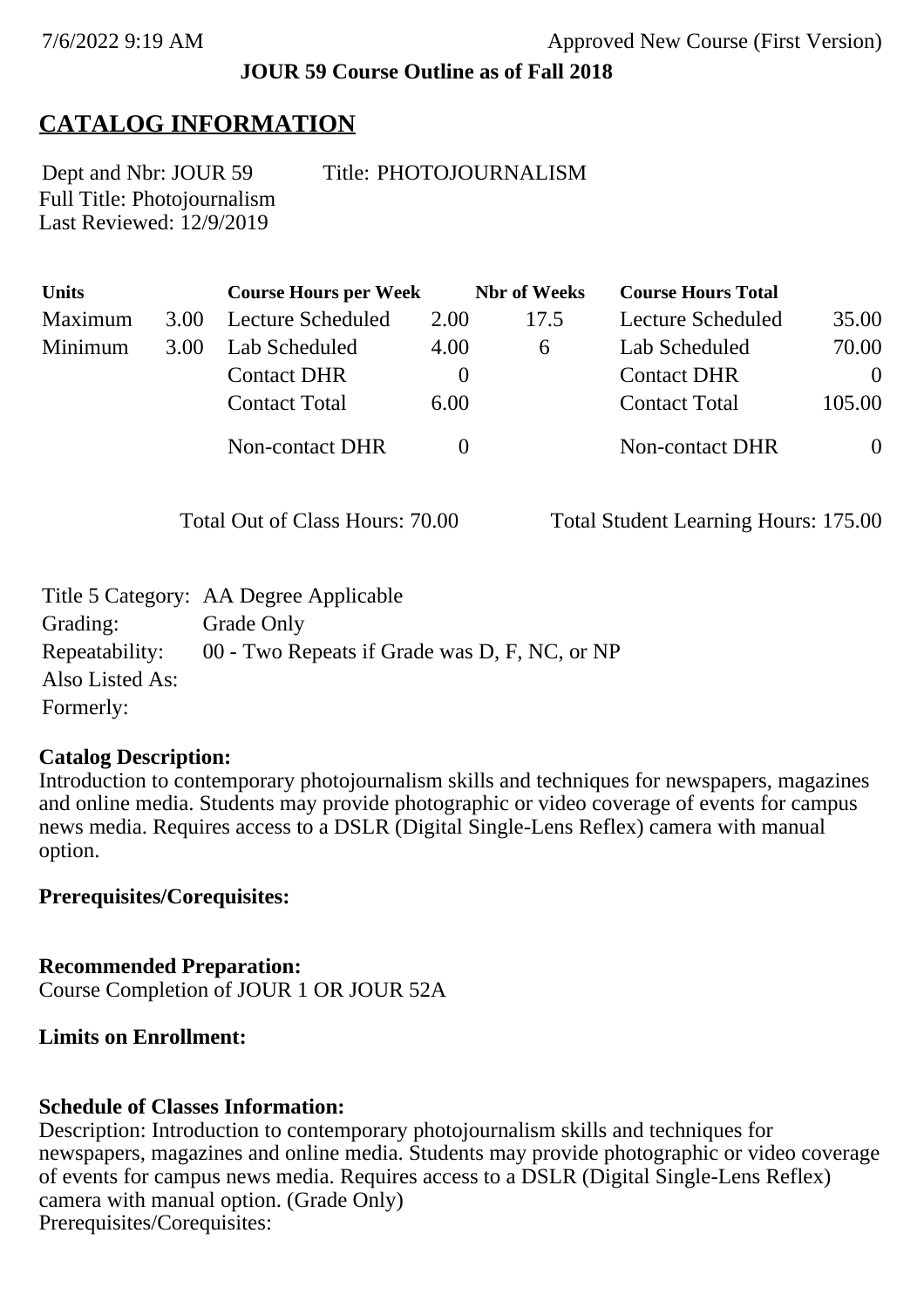**JOUR 59 Course Outline as of Fall 2018**

# CATALOG INFORMATION

Dept and Nbr: JOUR 59 Title: PHOTOJOURNALISM
Full Title: Photojournalism
Last Reviewed: 12/9/2019

| Units | | Course Hours per Week | | Nbr of Weeks | Course Hours Total | |
|---|---|---|---|---|---|---|
| Maximum | 3.00 | Lecture Scheduled | 2.00 | 17.5 | Lecture Scheduled | 35.00 |
| Minimum | 3.00 | Lab Scheduled | 4.00 | 6 | Lab Scheduled | 70.00 |
| | | Contact DHR | 0 | | Contact DHR | 0 |
| | | Contact Total | 6.00 | | Contact Total | 105.00 |
| | | Non-contact DHR | 0 | | Non-contact DHR | 0 |

Total Out of Class Hours: 70.00 Total Student Learning Hours: 175.00

Title 5 Category: AA Degree Applicable
Grading: Grade Only
Repeatability: 00 - Two Repeats if Grade was D, F, NC, or NP
Also Listed As:
Formerly:

**Catalog Description:**
Introduction to contemporary photojournalism skills and techniques for newspapers, magazines and online media. Students may provide photographic or video coverage of events for campus news media. Requires access to a DSLR (Digital Single-Lens Reflex) camera with manual option.

**Prerequisites/Corequisites:**

**Recommended Preparation:**
Course Completion of JOUR 1 OR JOUR 52A

**Limits on Enrollment:**

**Schedule of Classes Information:**
Description: Introduction to contemporary photojournalism skills and techniques for newspapers, magazines and online media. Students may provide photographic or video coverage of events for campus news media. Requires access to a DSLR (Digital Single-Lens Reflex) camera with manual option. (Grade Only)
Prerequisites/Corequisites: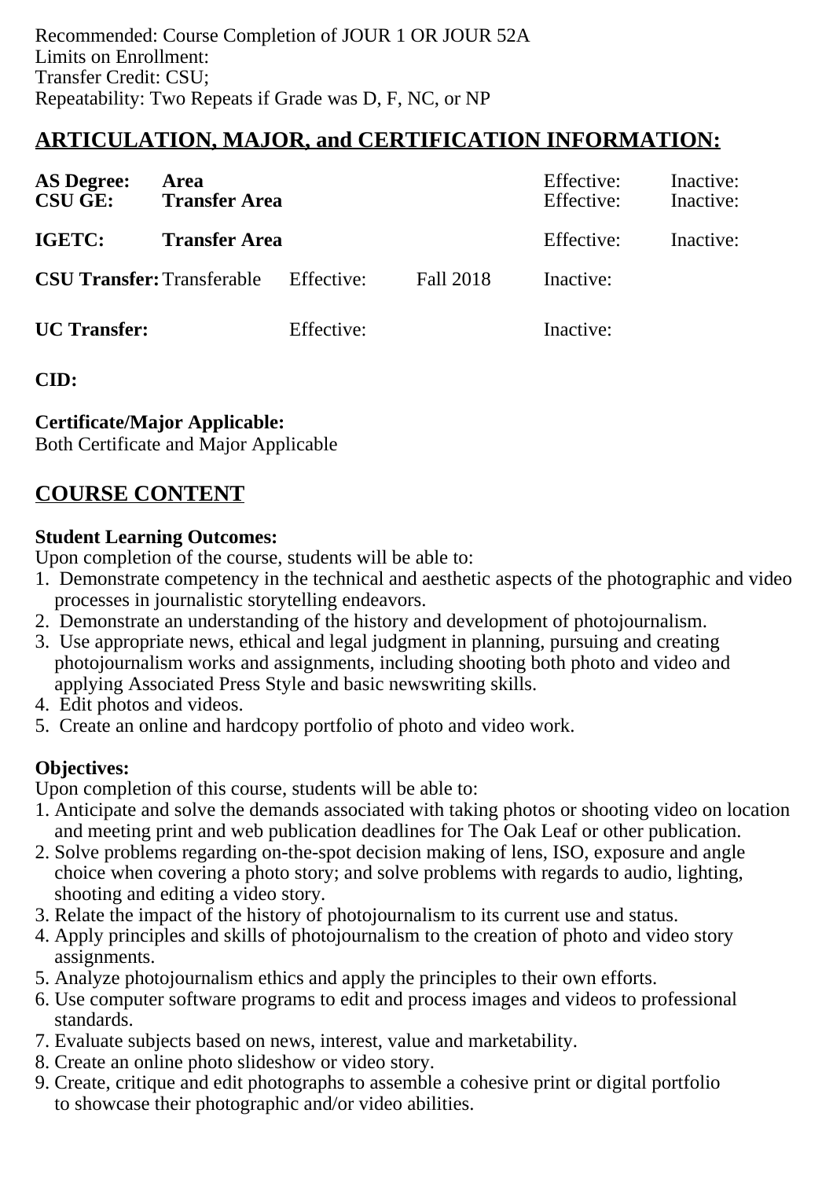Recommended: Course Completion of JOUR 1 OR JOUR 52A
Limits on Enrollment:
Transfer Credit: CSU;
Repeatability: Two Repeats if Grade was D, F, NC, or NP

## ARTICULATION, MAJOR, and CERTIFICATION INFORMATION:

| | | | | | |
|---|---|---|---|---|---|
| **AS Degree:** | **Area** | | | Effective: | Inactive: |
| **CSU GE:** | **Transfer Area** | | | Effective: | Inactive: |
| **IGETC:** | **Transfer Area** | | | Effective: | Inactive: |
| **CSU Transfer:** | Transferable | Effective: | Fall 2018 | Inactive: | |
| **UC Transfer:** | | Effective: | | Inactive: | |

**CID:**

**Certificate/Major Applicable:**
Both Certificate and Major Applicable

## COURSE CONTENT

**Student Learning Outcomes:**
Upon completion of the course, students will be able to:
1. Demonstrate competency in the technical and aesthetic aspects of the photographic and video processes in journalistic storytelling endeavors.
2. Demonstrate an understanding of the history and development of photojournalism.
3. Use appropriate news, ethical and legal judgment in planning, pursuing and creating photojournalism works and assignments, including shooting both photo and video and applying Associated Press Style and basic newswriting skills.
4. Edit photos and videos.
5. Create an online and hardcopy portfolio of photo and video work.

**Objectives:**
Upon completion of this course, students will be able to:
1. Anticipate and solve the demands associated with taking photos or shooting video on location and meeting print and web publication deadlines for The Oak Leaf or other publication.
2. Solve problems regarding on-the-spot decision making of lens, ISO, exposure and angle choice when covering a photo story; and solve problems with regards to audio, lighting, shooting and editing a video story.
3. Relate the impact of the history of photojournalism to its current use and status.
4. Apply principles and skills of photojournalism to the creation of photo and video story assignments.
5. Analyze photojournalism ethics and apply the principles to their own efforts.
6. Use computer software programs to edit and process images and videos to professional standards.
7. Evaluate subjects based on news, interest, value and marketability.
8. Create an online photo slideshow or video story.
9. Create, critique and edit photographs to assemble a cohesive print or digital portfolio to showcase their photographic and/or video abilities.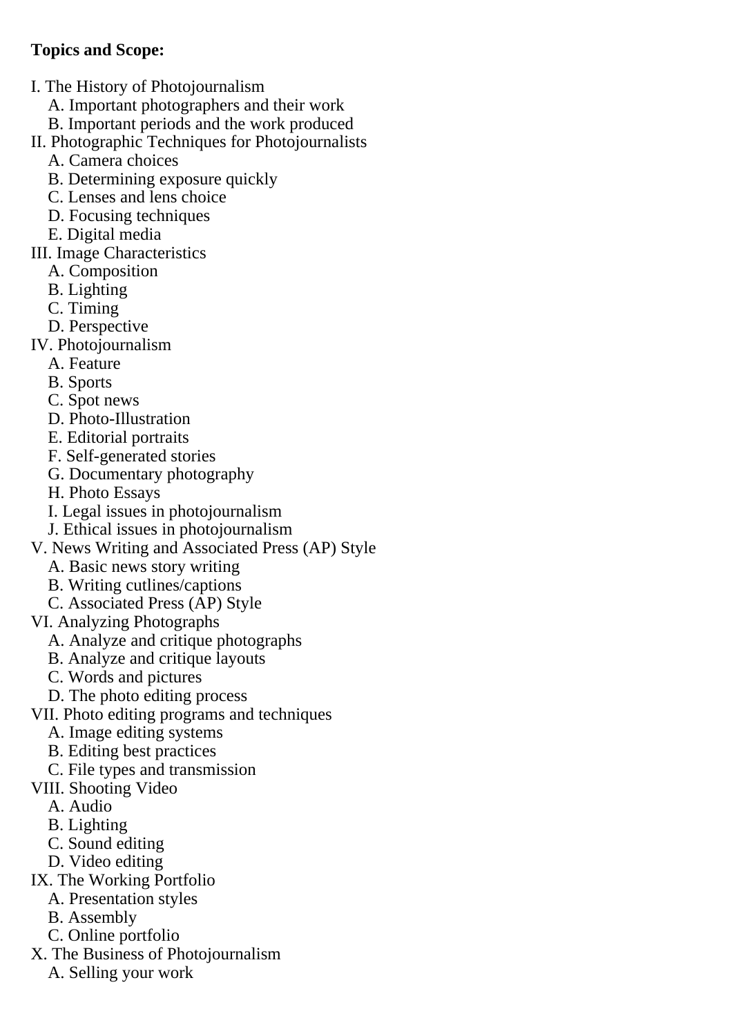**Topics and Scope:**

I. The History of Photojournalism
   A. Important photographers and their work
   B. Important periods and the work produced
II. Photographic Techniques for Photojournalists
   A. Camera choices
   B. Determining exposure quickly
   C. Lenses and lens choice
   D. Focusing techniques
   E. Digital media
III. Image Characteristics
   A. Composition
   B. Lighting
   C. Timing
   D. Perspective
IV. Photojournalism
   A. Feature
   B. Sports
   C. Spot news
   D. Photo-Illustration
   E. Editorial portraits
   F. Self-generated stories
   G. Documentary photography
   H. Photo Essays
   I. Legal issues in photojournalism
   J. Ethical issues in photojournalism
V. News Writing and Associated Press (AP) Style
   A. Basic news story writing
   B. Writing cutlines/captions
   C. Associated Press (AP) Style
VI. Analyzing Photographs
   A. Analyze and critique photographs
   B. Analyze and critique layouts
   C. Words and pictures
   D. The photo editing process
VII. Photo editing programs and techniques
   A. Image editing systems
   B. Editing best practices
   C. File types and transmission
VIII. Shooting Video
   A. Audio
   B. Lighting
   C. Sound editing
   D. Video editing
IX. The Working Portfolio
   A. Presentation styles
   B. Assembly
   C. Online portfolio
X. The Business of Photojournalism
   A. Selling your work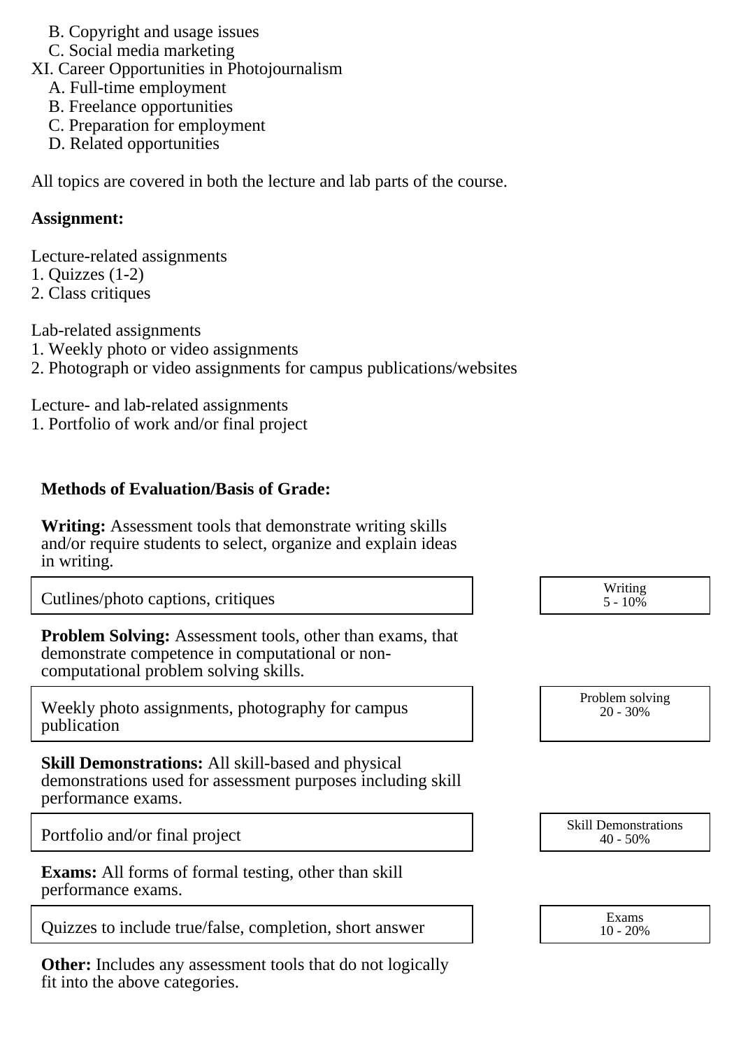B. Copyright and usage issues
   C. Social media marketing

XI. Career Opportunities in Photojournalism
   A. Full-time employment
   B. Freelance opportunities
   C. Preparation for employment
   D. Related opportunities

All topics are covered in both the lecture and lab parts of the course.

**Assignment:**

Lecture-related assignments
1. Quizzes (1-2)
2. Class critiques

Lab-related assignments
1. Weekly photo or video assignments
2. Photograph or video assignments for campus publications/websites

Lecture- and lab-related assignments
1. Portfolio of work and/or final project

**Methods of Evaluation/Basis of Grade:**

**Writing:** Assessment tools that demonstrate writing skills and/or require students to select, organize and explain ideas in writing.

| Cutlines/photo captions, critiques | Writing 5 - 10% |
|---|---|

**Problem Solving:** Assessment tools, other than exams, that demonstrate competence in computational or non-computational problem solving skills.

| Weekly photo assignments, photography for campus publication | Problem solving 20 - 30% |
|---|---|

**Skill Demonstrations:** All skill-based and physical demonstrations used for assessment purposes including skill performance exams.

| Portfolio and/or final project | Skill Demonstrations 40 - 50% |
|---|---|

**Exams:** All forms of formal testing, other than skill performance exams.

| Quizzes to include true/false, completion, short answer | Exams 10 - 20% |
|---|---|

**Other:** Includes any assessment tools that do not logically fit into the above categories.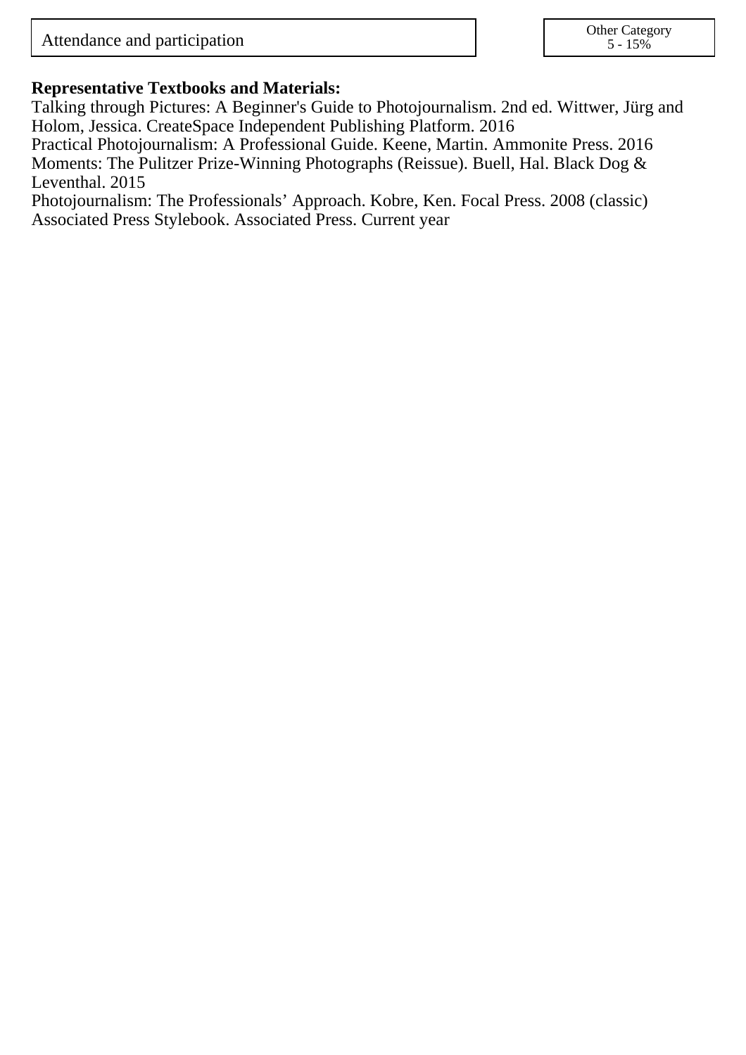| | |
|---|---|
| Attendance and participation | Other Category<br>5 - 15% |

**Representative Textbooks and Materials:**

Talking through Pictures: A Beginner's Guide to Photojournalism. 2nd ed. Wittwer, Jürg and Holom, Jessica. CreateSpace Independent Publishing Platform. 2016
Practical Photojournalism: A Professional Guide. Keene, Martin. Ammonite Press. 2016
Moments: The Pulitzer Prize-Winning Photographs (Reissue). Buell, Hal. Black Dog & Leventhal. 2015
Photojournalism: The Professionals' Approach. Kobre, Ken. Focal Press. 2008 (classic)
Associated Press Stylebook. Associated Press. Current year